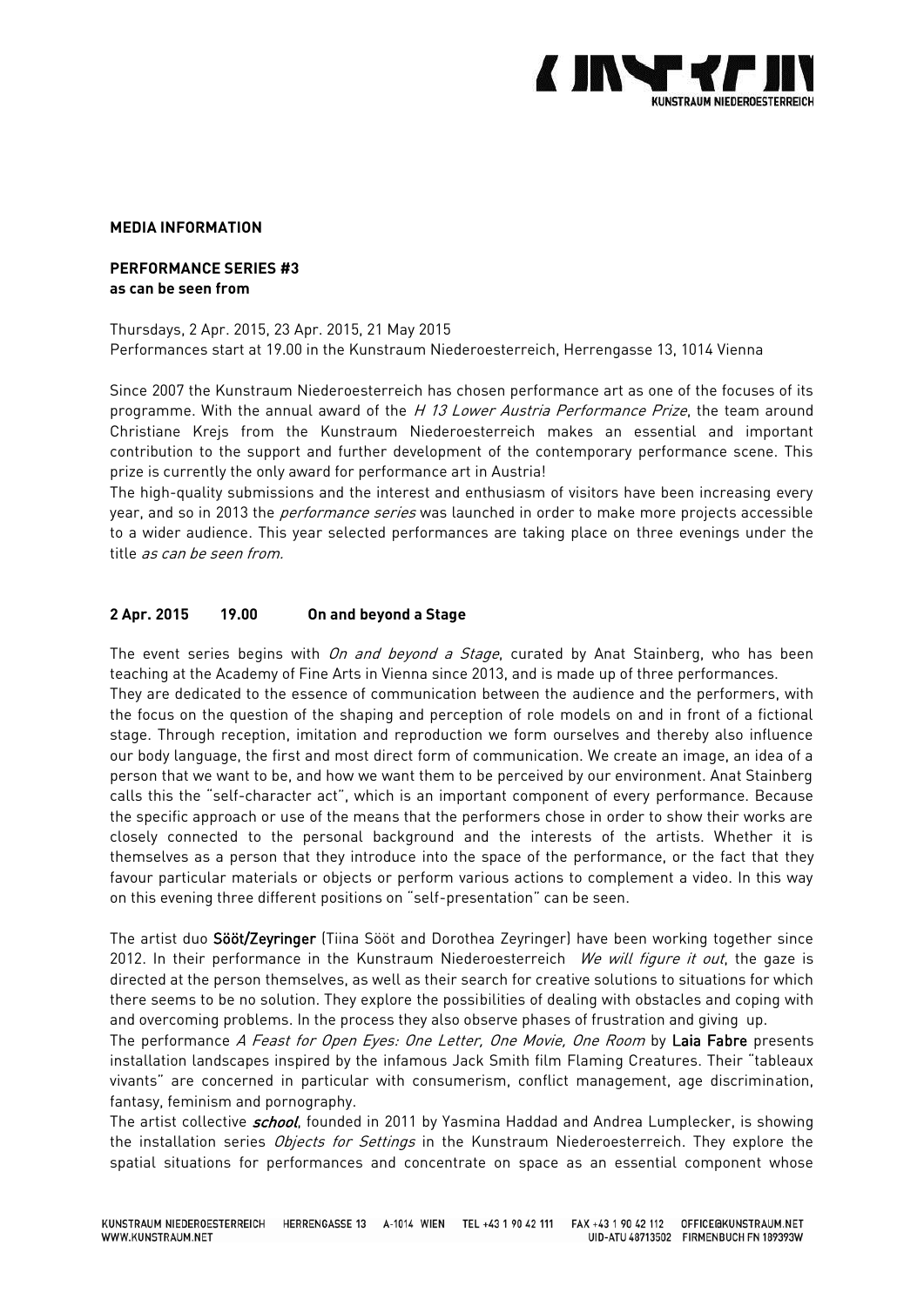**MEDIA INFORMATION**

**PERFORMANCE SERIES #3**
**as can be seen from**

Thursdays, 2 Apr. 2015, 23 Apr. 2015, 21 May 2015
Performances start at 19.00 in the Kunstraum Niederoesterreich, Herrengasse 13, 1014 Vienna

Since 2007 the Kunstraum Niederoesterreich has chosen performance art as one of the focuses of its programme. With the annual award of the *H 13 Lower Austria Performance Prize*, the team around Christiane Krejs from the Kunstraum Niederoesterreich makes an essential and important contribution to the support and further development of the contemporary performance scene. This prize is currently the only award for performance art in Austria!
The high-quality submissions and the interest and enthusiasm of visitors have been increasing every year, and so in 2013 the *performance series* was launched in order to make more projects accessible to a wider audience. This year selected performances are taking place on three evenings under the title *as can be seen from.*

**2 Apr. 2015 19.00 On and beyond a Stage**

The event series begins with *On and beyond a Stage*, curated by Anat Stainberg, who has been teaching at the Academy of Fine Arts in Vienna since 2013, and is made up of three performances.
They are dedicated to the essence of communication between the audience and the performers, with the focus on the question of the shaping and perception of role models on and in front of a fictional stage. Through reception, imitation and reproduction we form ourselves and thereby also influence our body language, the first and most direct form of communication. We create an image, an idea of a person that we want to be, and how we want them to be perceived by our environment. Anat Stainberg calls this the "self-character act", which is an important component of every performance. Because the specific approach or use of the means that the performers chose in order to show their works are closely connected to the personal background and the interests of the artists. Whether it is themselves as a person that they introduce into the space of the performance, or the fact that they favour particular materials or objects or perform various actions to complement a video. In this way on this evening three different positions on "self-presentation" can be seen.

The artist duo **Sööt/Zeyringer** (Tiina Sööt and Dorothea Zeyringer) have been working together since 2012. In their performance in the Kunstraum Niederoesterreich *We will figure it out*, the gaze is directed at the person themselves, as well as their search for creative solutions to situations for which there seems to be no solution. They explore the possibilities of dealing with obstacles and coping with and overcoming problems. In the process they also observe phases of frustration and giving up.
The performance *A Feast for Open Eyes: One Letter, One Movie, One Room* by **Laia Fabre** presents installation landscapes inspired by the infamous Jack Smith film Flaming Creatures. Their "tableaux vivants" are concerned in particular with consumerism, conflict management, age discrimination, fantasy, feminism and pornography.
The artist collective ***school***, founded in 2011 by Yasmina Haddad and Andrea Lumplecker, is showing the installation series *Objects for Settings* in the Kunstraum Niederoesterreich. They explore the spatial situations for performances and concentrate on space as an essential component whose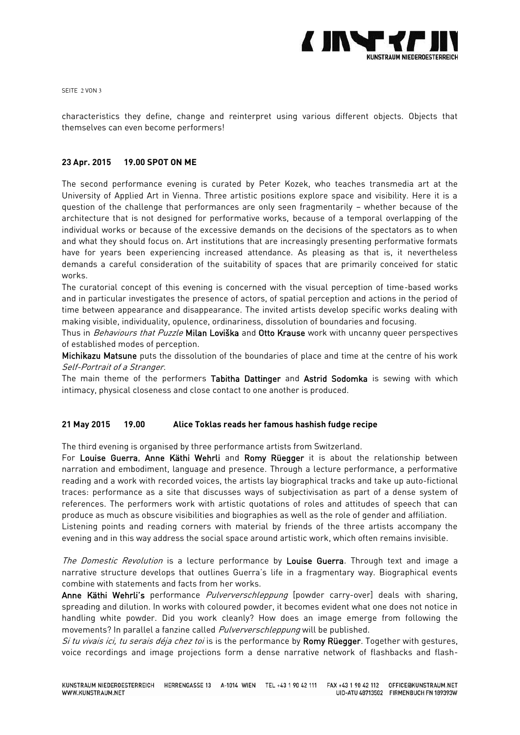characteristics they define, change and reinterpret using various different objects. Objects that themselves can even become performers!

### 23 Apr. 2015 19.00 SPOT ON ME

The second performance evening is curated by Peter Kozek, who teaches transmedia art at the University of Applied Art in Vienna. Three artistic positions explore space and visibility. Here it is a question of the challenge that performances are only seen fragmentarily – whether because of the architecture that is not designed for performative works, because of a temporal overlapping of the individual works or because of the excessive demands on the decisions of the spectators as to when and what they should focus on. Art institutions that are increasingly presenting performative formats have for years been experiencing increased attendance. As pleasing as that is, it nevertheless demands a careful consideration of the suitability of spaces that are primarily conceived for static works.

The curatorial concept of this evening is concerned with the visual perception of time-based works and in particular investigates the presence of actors, of spatial perception and actions in the period of time between appearance and disappearance. The invited artists develop specific works dealing with making visible, individuality, opulence, ordinariness, dissolution of boundaries and focusing.

Thus in *Behaviours that Puzzle* **Milan Loviška** and **Otto Krause** work with uncanny queer perspectives of established modes of perception.

**Michikazu Matsune** puts the dissolution of the boundaries of place and time at the centre of his work *Self-Portrait of a Stranger*.

The main theme of the performers **Tabitha Dattinger** and **Astrid Sodomka** is sewing with which intimacy, physical closeness and close contact to one another is produced.

### 21 May 2015 19.00 Alice Toklas reads her famous hashish fudge recipe

The third evening is organised by three performance artists from Switzerland.

For **Louise Guerra**, **Anne Käthi Wehrli** and **Romy Rüegger** it is about the relationship between narration and embodiment, language and presence. Through a lecture performance, a performative reading and a work with recorded voices, the artists lay biographical tracks and take up auto-fictional traces: performance as a site that discusses ways of subjectivisation as part of a dense system of references. The performers work with artistic quotations of roles and attitudes of speech that can produce as much as obscure visibilities and biographies as well as the role of gender and affiliation.

Listening points and reading corners with material by friends of the three artists accompany the evening and in this way address the social space around artistic work, which often remains invisible.

*The Domestic Revolution* is a lecture performance by **Louise Guerra**. Through text and image a narrative structure develops that outlines Guerra's life in a fragmentary way. Biographical events combine with statements and facts from her works.

**Anne Käthi Wehrli's** performance *Pulververschleppung* [powder carry-over] deals with sharing, spreading and dilution. In works with coloured powder, it becomes evident what one does not notice in handling white powder. Did you work cleanly? How does an image emerge from following the movements? In parallel a fanzine called *Pulververschleppung* will be published.

*Si tu vivais ici, tu serais déja chez toi* is is the performance by **Romy Rüegger**. Together with gestures, voice recordings and image projections form a dense narrative network of flashbacks and flash-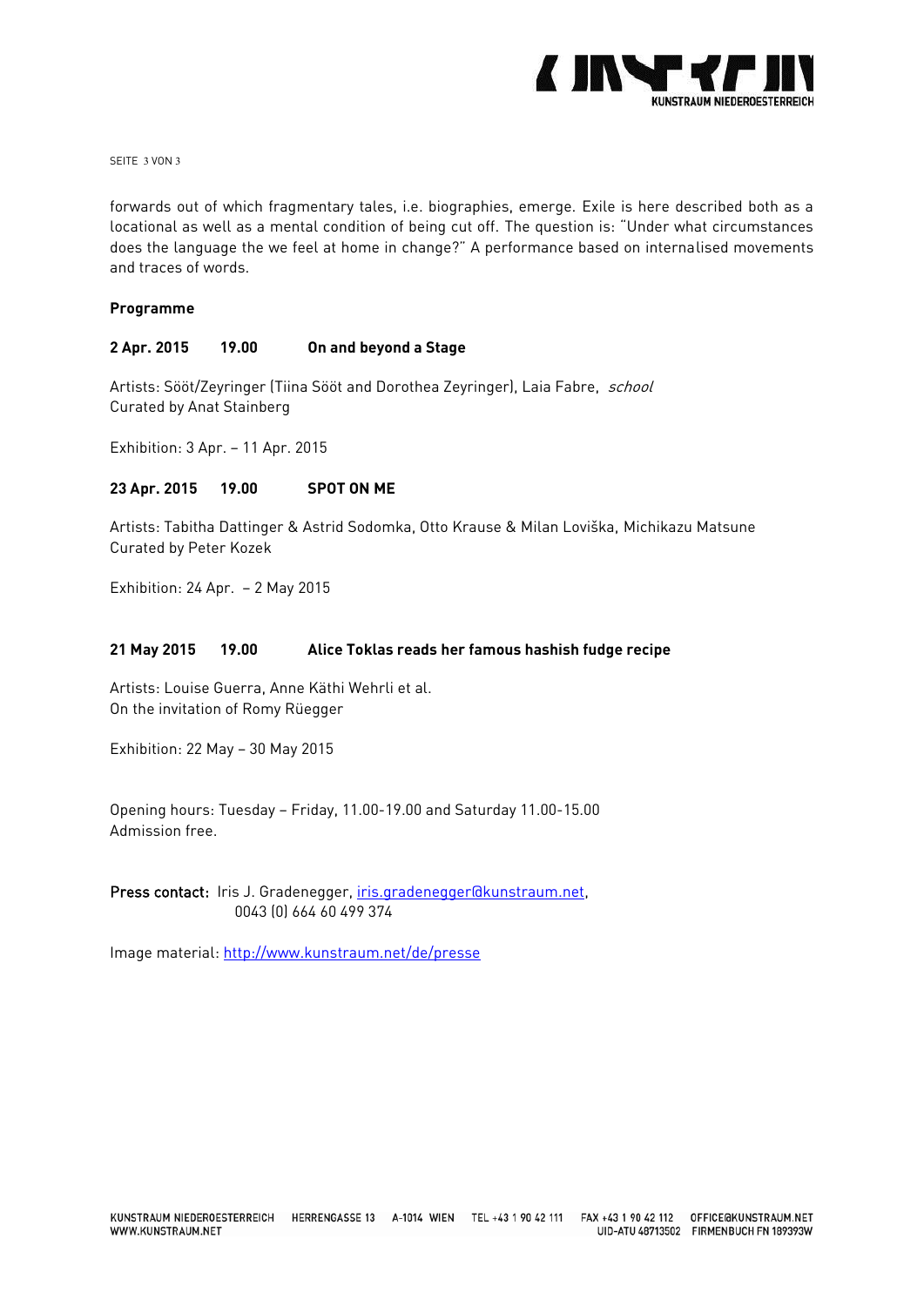forwards out of which fragmentary tales, i.e. biographies, emerge. Exile is here described both as a locational as well as a mental condition of being cut off. The question is: "Under what circumstances does the language the we feel at home in change?" A performance based on internalised movements and traces of words.

**Programme**

**2 Apr. 2015 19.00 On and beyond a Stage**

Artists: Sööt/Zeyringer (Tiina Sööt and Dorothea Zeyringer), Laia Fabre, *school*
Curated by Anat Stainberg

Exhibition: 3 Apr. – 11 Apr. 2015

**23 Apr. 2015 19.00 SPOT ON ME**

Artists: Tabitha Dattinger & Astrid Sodomka, Otto Krause & Milan Loviška, Michikazu Matsune
Curated by Peter Kozek

Exhibition: 24 Apr. – 2 May 2015

**21 May 2015 19.00 Alice Toklas reads her famous hashish fudge recipe**

Artists: Louise Guerra, Anne Käthi Wehrli et al.
On the invitation of Romy Rüegger

Exhibition: 22 May – 30 May 2015

Opening hours: Tuesday – Friday, 11.00-19.00 and Saturday 11.00-15.00
Admission free.

Press contact: Iris J. Gradenegger, iris.gradenegger@kunstraum.net,
0043 (0) 664 60 499 374

Image material: http://www.kunstraum.net/de/presse